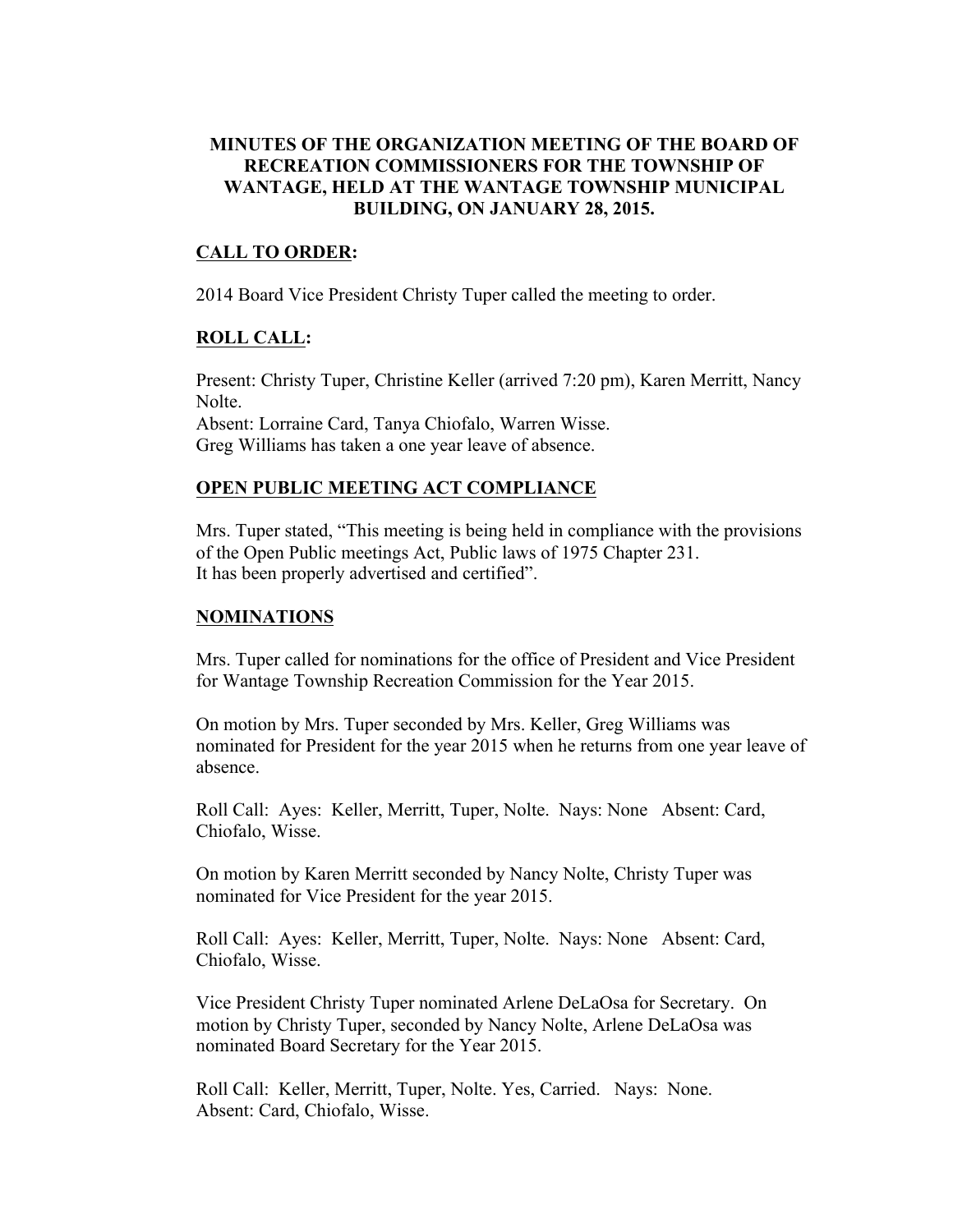# MINUTES OF THE ORGANIZATION MEETING OF THE BOARD OF RECREATION COMMISSIONERS FOR THE TOWNSHIP OF WANTAGE, HELD AT THE WANTAGE TOWNSHIP MUNICIPAL BUILDING, ON JANUARY 28, 2015.

## CALL TO ORDER:

2014 Board Vice President Christy Tuper called the meeting to order.

## ROLL CALL:

Present: Christy Tuper, Christine Keller (arrived 7:20 pm), Karen Merritt, Nancy Nolte.
Absent: Lorraine Card, Tanya Chiofalo, Warren Wisse.
Greg Williams has taken a one year leave of absence.

## OPEN PUBLIC MEETING ACT COMPLIANCE

Mrs. Tuper stated, "This meeting is being held in compliance with the provisions of the Open Public meetings Act, Public laws of 1975 Chapter 231.
It has been properly advertised and certified".

## NOMINATIONS

Mrs. Tuper called for nominations for the office of President and Vice President for Wantage Township Recreation Commission for the Year 2015.

On motion by Mrs. Tuper seconded by Mrs. Keller, Greg Williams was nominated for President for the year 2015 when he returns from one year leave of absence.

Roll Call: Ayes: Keller, Merritt, Tuper, Nolte. Nays: None Absent: Card, Chiofalo, Wisse.

On motion by Karen Merritt seconded by Nancy Nolte, Christy Tuper was nominated for Vice President for the year 2015.

Roll Call: Ayes: Keller, Merritt, Tuper, Nolte. Nays: None Absent: Card, Chiofalo, Wisse.

Vice President Christy Tuper nominated Arlene DeLaOsa for Secretary. On motion by Christy Tuper, seconded by Nancy Nolte, Arlene DeLaOsa was nominated Board Secretary for the Year 2015.

Roll Call: Keller, Merritt, Tuper, Nolte. Yes, Carried. Nays: None.
Absent: Card, Chiofalo, Wisse.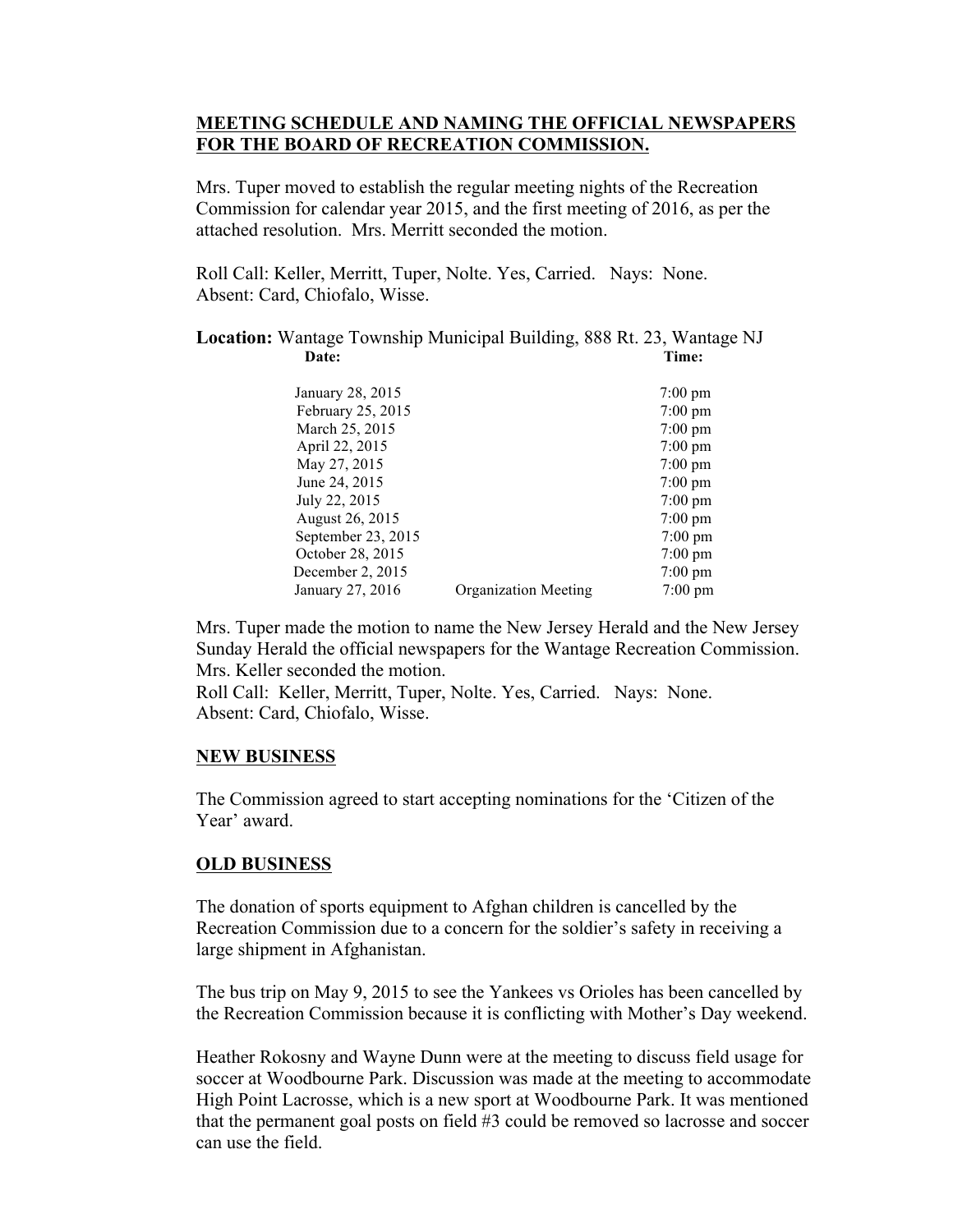**MEETING SCHEDULE AND NAMING THE OFFICIAL NEWSPAPERS FOR THE BOARD OF RECREATION COMMISSION.**

Mrs. Tuper moved to establish the regular meeting nights of the Recreation Commission for calendar year 2015, and the first meeting of 2016, as per the attached resolution. Mrs. Merritt seconded the motion.

Roll Call: Keller, Merritt, Tuper, Nolte. Yes, Carried. Nays: None.
Absent: Card, Chiofalo, Wisse.

**Location:** Wantage Township Municipal Building, 888 Rt. 23, Wantage NJ

| Date: | | Time: |
|---|---|---|
| January 28, 2015 | | 7:00 pm |
| February 25, 2015 | | 7:00 pm |
| March 25, 2015 | | 7:00 pm |
| April 22, 2015 | | 7:00 pm |
| May 27, 2015 | | 7:00 pm |
| June 24, 2015 | | 7:00 pm |
| July 22, 2015 | | 7:00 pm |
| August 26, 2015 | | 7:00 pm |
| September 23, 2015 | | 7:00 pm |
| October 28, 2015 | | 7:00 pm |
| December 2, 2015 | | 7:00 pm |
| January 27, 2016 | Organization Meeting | 7:00 pm |

Mrs. Tuper made the motion to name the New Jersey Herald and the New Jersey Sunday Herald the official newspapers for the Wantage Recreation Commission. Mrs. Keller seconded the motion.
Roll Call: Keller, Merritt, Tuper, Nolte. Yes, Carried. Nays: None.
Absent: Card, Chiofalo, Wisse.

**NEW BUSINESS**

The Commission agreed to start accepting nominations for the 'Citizen of the Year' award.

**OLD BUSINESS**

The donation of sports equipment to Afghan children is cancelled by the Recreation Commission due to a concern for the soldier's safety in receiving a large shipment in Afghanistan.

The bus trip on May 9, 2015 to see the Yankees vs Orioles has been cancelled by the Recreation Commission because it is conflicting with Mother's Day weekend.

Heather Rokosny and Wayne Dunn were at the meeting to discuss field usage for soccer at Woodbourne Park. Discussion was made at the meeting to accommodate High Point Lacrosse, which is a new sport at Woodbourne Park. It was mentioned that the permanent goal posts on field #3 could be removed so lacrosse and soccer can use the field.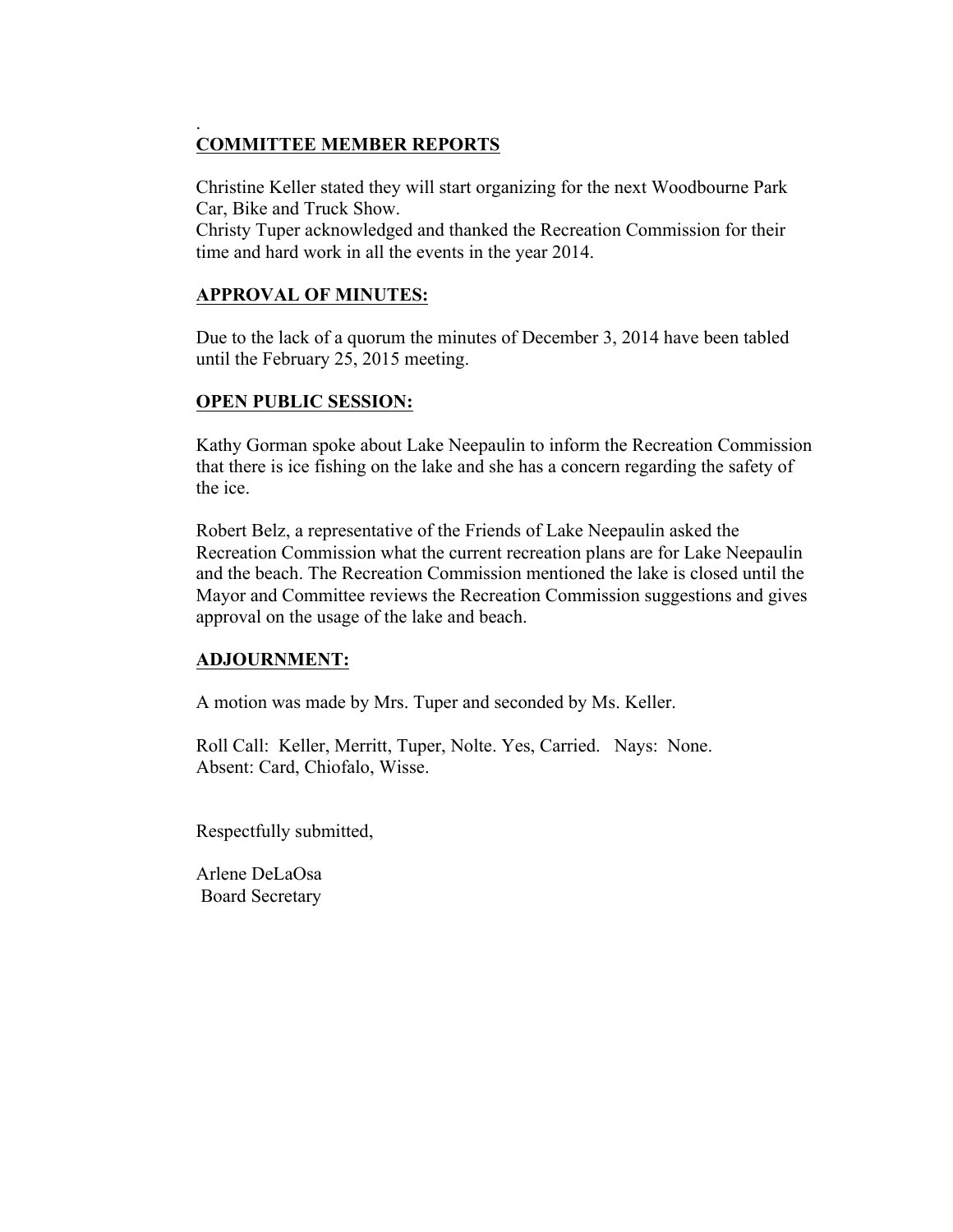.

**COMMITTEE MEMBER REPORTS**

Christine Keller stated they will start organizing for the next Woodbourne Park Car, Bike and Truck Show.
Christy Tuper acknowledged and thanked the Recreation Commission for their time and hard work in all the events in the year 2014.

**APPROVAL OF MINUTES:**

Due to the lack of a quorum the minutes of December 3, 2014 have been tabled until the February 25, 2015 meeting.

**OPEN PUBLIC SESSION:**

Kathy Gorman spoke about Lake Neepaulin to inform the Recreation Commission that there is ice fishing on the lake and she has a concern regarding the safety of the ice.

Robert Belz, a representative of the Friends of Lake Neepaulin asked the Recreation Commission what the current recreation plans are for Lake Neepaulin and the beach. The Recreation Commission mentioned the lake is closed until the Mayor and Committee reviews the Recreation Commission suggestions and gives approval on the usage of the lake and beach.

**ADJOURNMENT:**

A motion was made by Mrs. Tuper and seconded by Ms. Keller.

Roll Call: Keller, Merritt, Tuper, Nolte. Yes, Carried. Nays: None.
Absent: Card, Chiofalo, Wisse.

Respectfully submitted,

Arlene DeLaOsa
Board Secretary